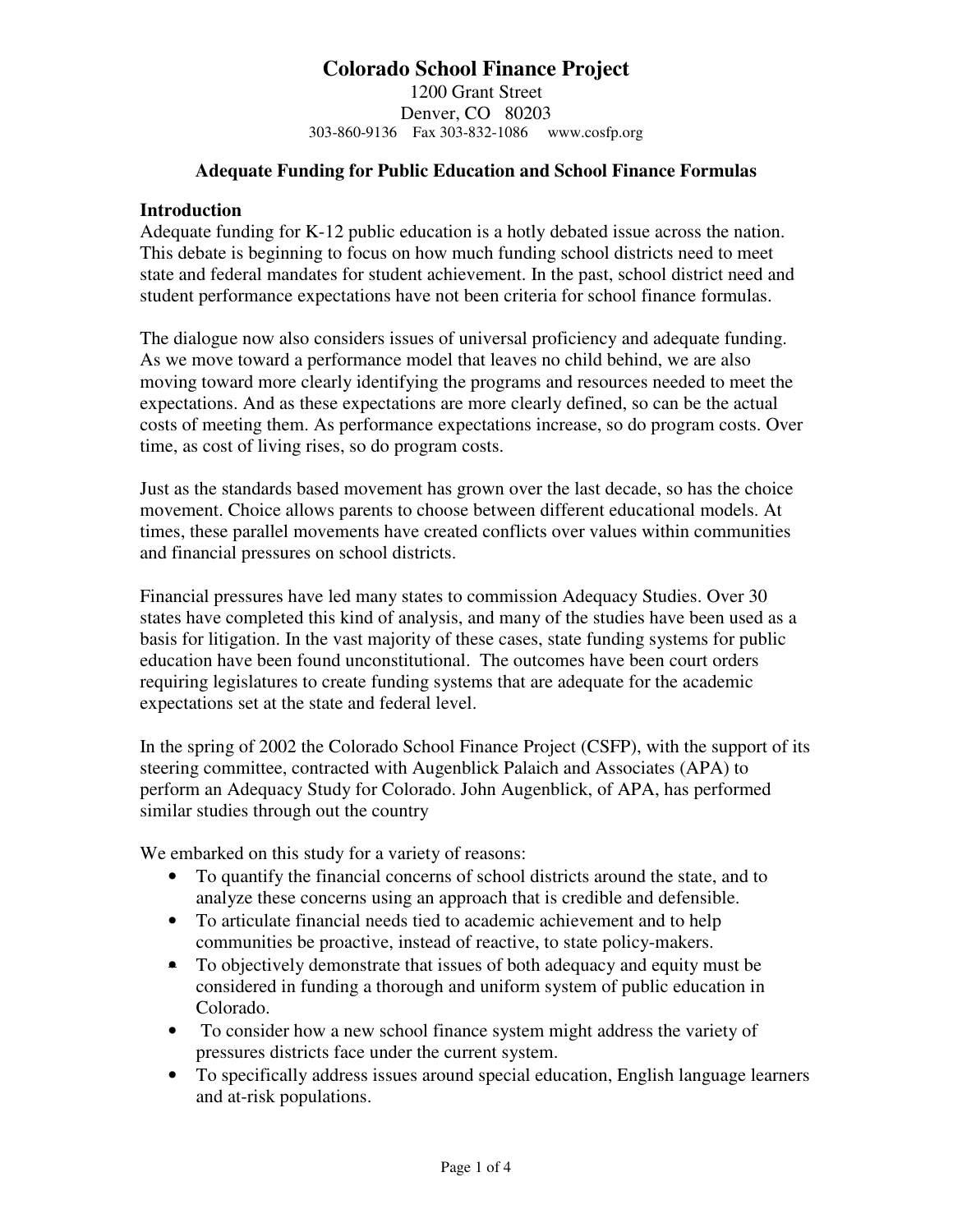# Colorado School Finance Project

1200 Grant Street
Denver, CO 80203
303-860-9136 Fax 303-832-1086 www.cosfp.org

## Adequate Funding for Public Education and School Finance Formulas

### Introduction

Adequate funding for K-12 public education is a hotly debated issue across the nation. This debate is beginning to focus on how much funding school districts need to meet state and federal mandates for student achievement. In the past, school district need and student performance expectations have not been criteria for school finance formulas.

The dialogue now also considers issues of universal proficiency and adequate funding. As we move toward a performance model that leaves no child behind, we are also moving toward more clearly identifying the programs and resources needed to meet the expectations. And as these expectations are more clearly defined, so can be the actual costs of meeting them. As performance expectations increase, so do program costs. Over time, as cost of living rises, so do program costs.

Just as the standards based movement has grown over the last decade, so has the choice movement. Choice allows parents to choose between different educational models. At times, these parallel movements have created conflicts over values within communities and financial pressures on school districts.

Financial pressures have led many states to commission Adequacy Studies. Over 30 states have completed this kind of analysis, and many of the studies have been used as a basis for litigation. In the vast majority of these cases, state funding systems for public education have been found unconstitutional. The outcomes have been court orders requiring legislatures to create funding systems that are adequate for the academic expectations set at the state and federal level.

In the spring of 2002 the Colorado School Finance Project (CSFP), with the support of its steering committee, contracted with Augenblick Palaich and Associates (APA) to perform an Adequacy Study for Colorado. John Augenblick, of APA, has performed similar studies through out the country

We embarked on this study for a variety of reasons:

- To quantify the financial concerns of school districts around the state, and to analyze these concerns using an approach that is credible and defensible.
- To articulate financial needs tied to academic achievement and to help communities be proactive, instead of reactive, to state policy-makers.
- To objectively demonstrate that issues of both adequacy and equity must be considered in funding a thorough and uniform system of public education in Colorado.
- To consider how a new school finance system might address the variety of pressures districts face under the current system.
- To specifically address issues around special education, English language learners and at-risk populations.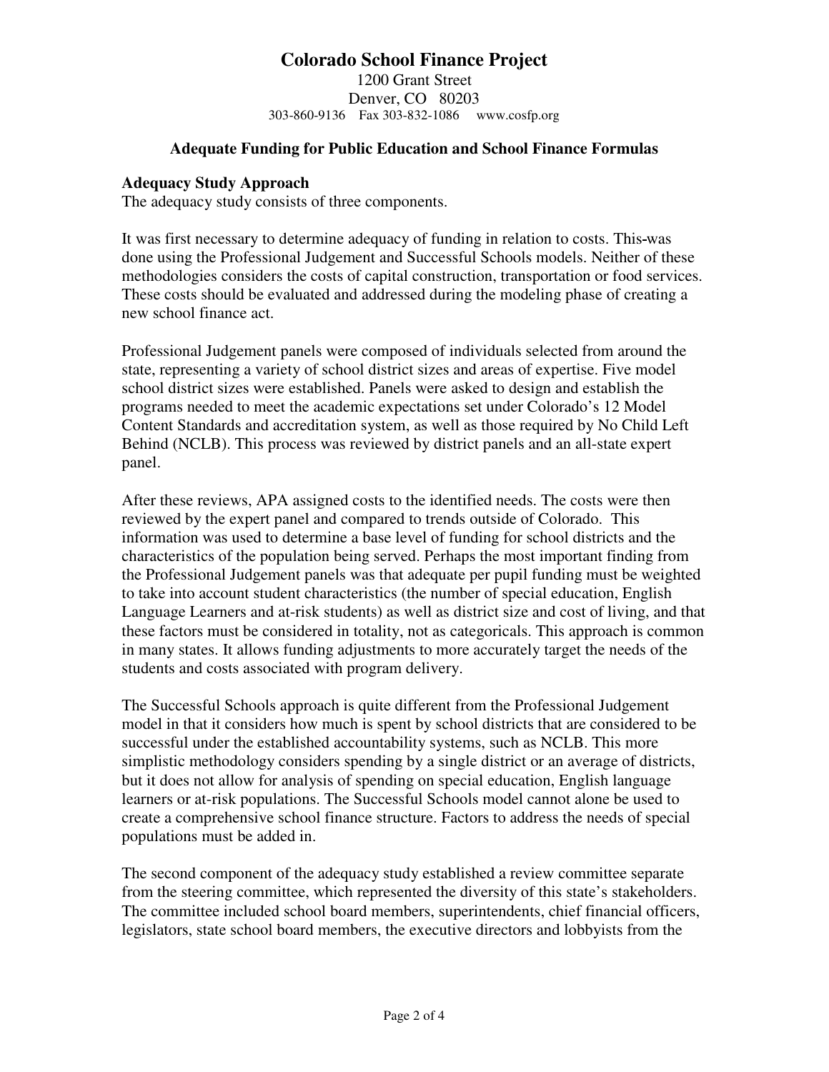# Colorado School Finance Project

1200 Grant Street
Denver, CO 80203
303-860-9136 Fax 303-832-1086 www.cosfp.org

### Adequate Funding for Public Education and School Finance Formulas

**Adequacy Study Approach**
The adequacy study consists of three components.

It was first necessary to determine adequacy of funding in relation to costs. This-was done using the Professional Judgement and Successful Schools models. Neither of these methodologies considers the costs of capital construction, transportation or food services. These costs should be evaluated and addressed during the modeling phase of creating a new school finance act.

Professional Judgement panels were composed of individuals selected from around the state, representing a variety of school district sizes and areas of expertise. Five model school district sizes were established. Panels were asked to design and establish the programs needed to meet the academic expectations set under Colorado's 12 Model Content Standards and accreditation system, as well as those required by No Child Left Behind (NCLB). This process was reviewed by district panels and an all-state expert panel.

After these reviews, APA assigned costs to the identified needs. The costs were then reviewed by the expert panel and compared to trends outside of Colorado. This information was used to determine a base level of funding for school districts and the characteristics of the population being served. Perhaps the most important finding from the Professional Judgement panels was that adequate per pupil funding must be weighted to take into account student characteristics (the number of special education, English Language Learners and at-risk students) as well as district size and cost of living, and that these factors must be considered in totality, not as categoricals. This approach is common in many states. It allows funding adjustments to more accurately target the needs of the students and costs associated with program delivery.

The Successful Schools approach is quite different from the Professional Judgement model in that it considers how much is spent by school districts that are considered to be successful under the established accountability systems, such as NCLB. This more simplistic methodology considers spending by a single district or an average of districts, but it does not allow for analysis of spending on special education, English language learners or at-risk populations. The Successful Schools model cannot alone be used to create a comprehensive school finance structure. Factors to address the needs of special populations must be added in.

The second component of the adequacy study established a review committee separate from the steering committee, which represented the diversity of this state's stakeholders. The committee included school board members, superintendents, chief financial officers, legislators, state school board members, the executive directors and lobbyists from the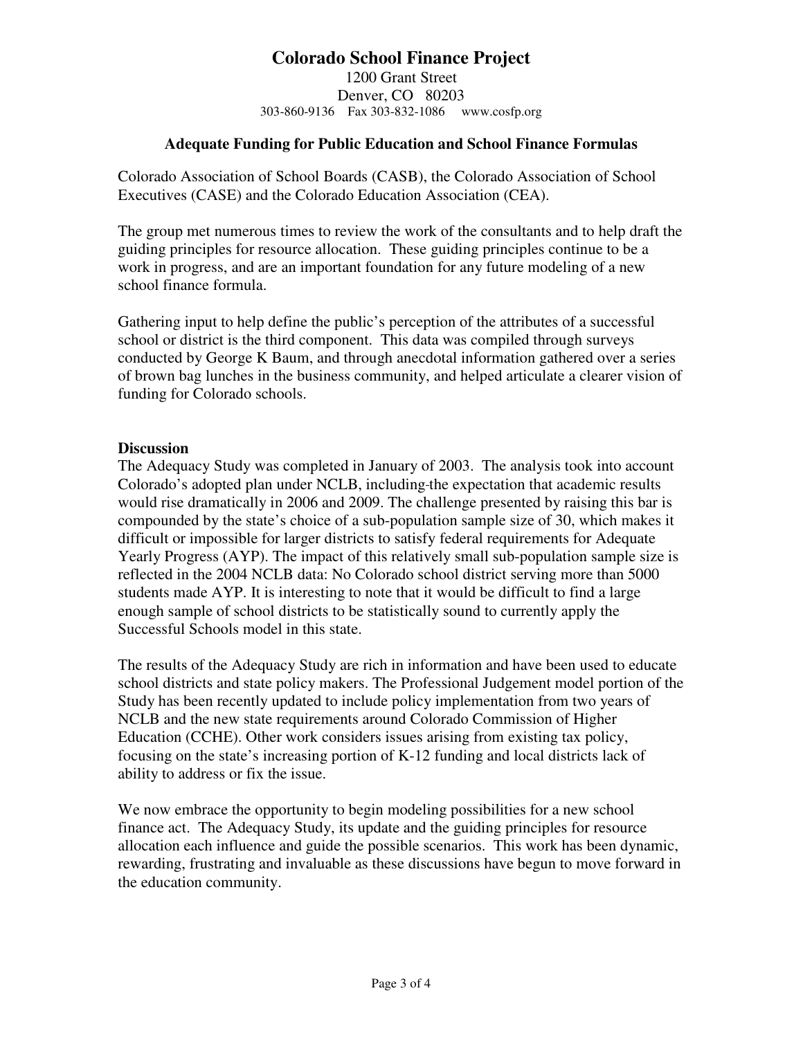# Colorado School Finance Project

1200 Grant Street
Denver, CO 80203
303-860-9136 Fax 303-832-1086 www.cosfp.org

### Adequate Funding for Public Education and School Finance Formulas

Colorado Association of School Boards (CASB), the Colorado Association of School Executives (CASE) and the Colorado Education Association (CEA).

The group met numerous times to review the work of the consultants and to help draft the guiding principles for resource allocation. These guiding principles continue to be a work in progress, and are an important foundation for any future modeling of a new school finance formula.

Gathering input to help define the public's perception of the attributes of a successful school or district is the third component. This data was compiled through surveys conducted by George K Baum, and through anecdotal information gathered over a series of brown bag lunches in the business community, and helped articulate a clearer vision of funding for Colorado schools.

**Discussion**

The Adequacy Study was completed in January of 2003. The analysis took into account Colorado's adopted plan under NCLB, including the expectation that academic results would rise dramatically in 2006 and 2009. The challenge presented by raising this bar is compounded by the state's choice of a sub-population sample size of 30, which makes it difficult or impossible for larger districts to satisfy federal requirements for Adequate Yearly Progress (AYP). The impact of this relatively small sub-population sample size is reflected in the 2004 NCLB data: No Colorado school district serving more than 5000 students made AYP. It is interesting to note that it would be difficult to find a large enough sample of school districts to be statistically sound to currently apply the Successful Schools model in this state.

The results of the Adequacy Study are rich in information and have been used to educate school districts and state policy makers. The Professional Judgement model portion of the Study has been recently updated to include policy implementation from two years of NCLB and the new state requirements around Colorado Commission of Higher Education (CCHE). Other work considers issues arising from existing tax policy, focusing on the state's increasing portion of K-12 funding and local districts lack of ability to address or fix the issue.

We now embrace the opportunity to begin modeling possibilities for a new school finance act. The Adequacy Study, its update and the guiding principles for resource allocation each influence and guide the possible scenarios. This work has been dynamic, rewarding, frustrating and invaluable as these discussions have begun to move forward in the education community.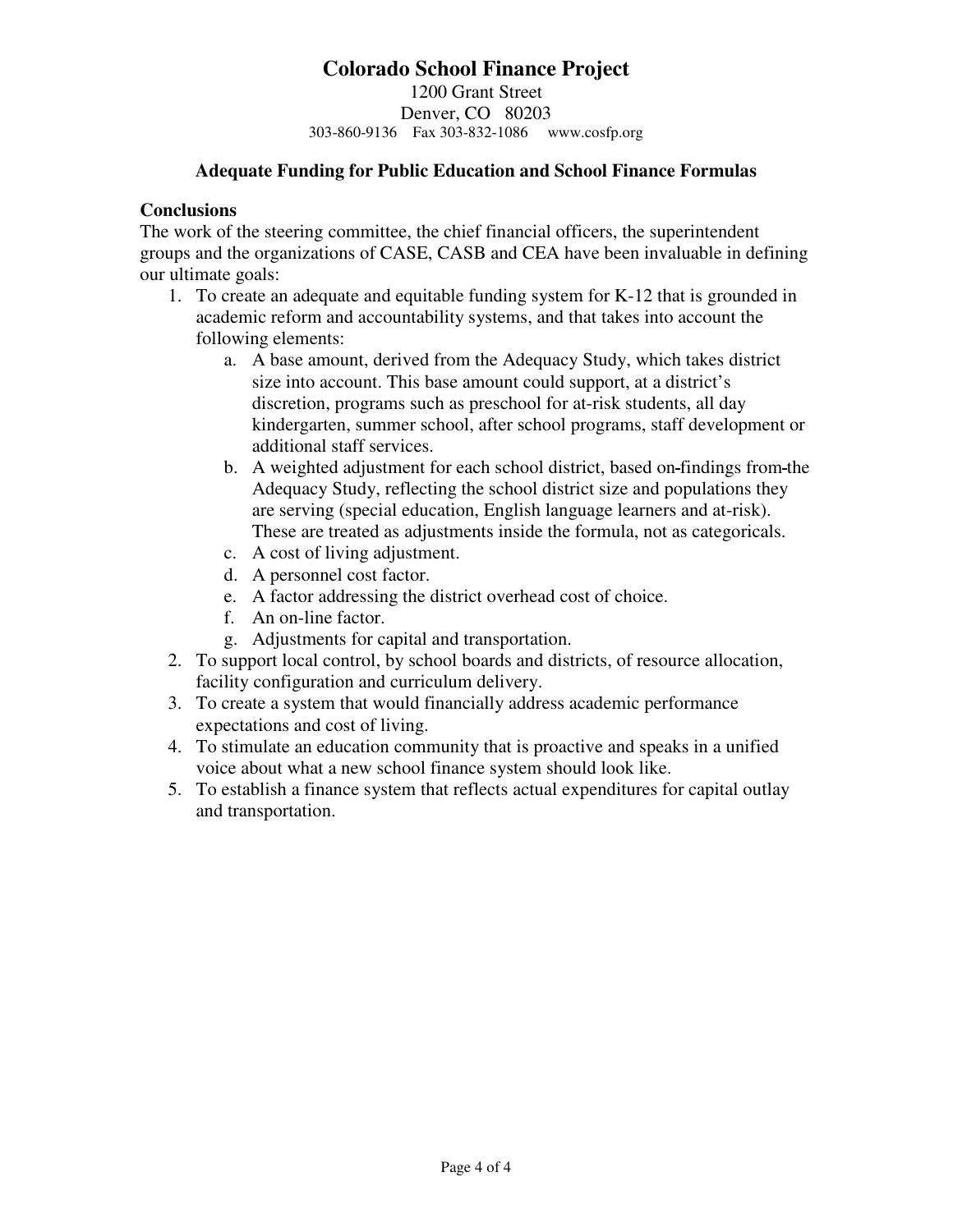# Colorado School Finance Project

1200 Grant Street
Denver, CO 80203
303-860-9136 Fax 303-832-1086 www.cosfp.org

## Adequate Funding for Public Education and School Finance Formulas

### Conclusions

The work of the steering committee, the chief financial officers, the superintendent groups and the organizations of CASE, CASB and CEA have been invaluable in defining our ultimate goals:

1. To create an adequate and equitable funding system for K-12 that is grounded in academic reform and accountability systems, and that takes into account the following elements:
   a. A base amount, derived from the Adequacy Study, which takes district size into account. This base amount could support, at a district's discretion, programs such as preschool for at-risk students, all day kindergarten, summer school, after school programs, staff development or additional staff services.
   b. A weighted adjustment for each school district, based on-findings from-the Adequacy Study, reflecting the school district size and populations they are serving (special education, English language learners and at-risk). These are treated as adjustments inside the formula, not as categoricals.
   c. A cost of living adjustment.
   d. A personnel cost factor.
   e. A factor addressing the district overhead cost of choice.
   f. An on-line factor.
   g. Adjustments for capital and transportation.
2. To support local control, by school boards and districts, of resource allocation, facility configuration and curriculum delivery.
3. To create a system that would financially address academic performance expectations and cost of living.
4. To stimulate an education community that is proactive and speaks in a unified voice about what a new school finance system should look like.
5. To establish a finance system that reflects actual expenditures for capital outlay and transportation.